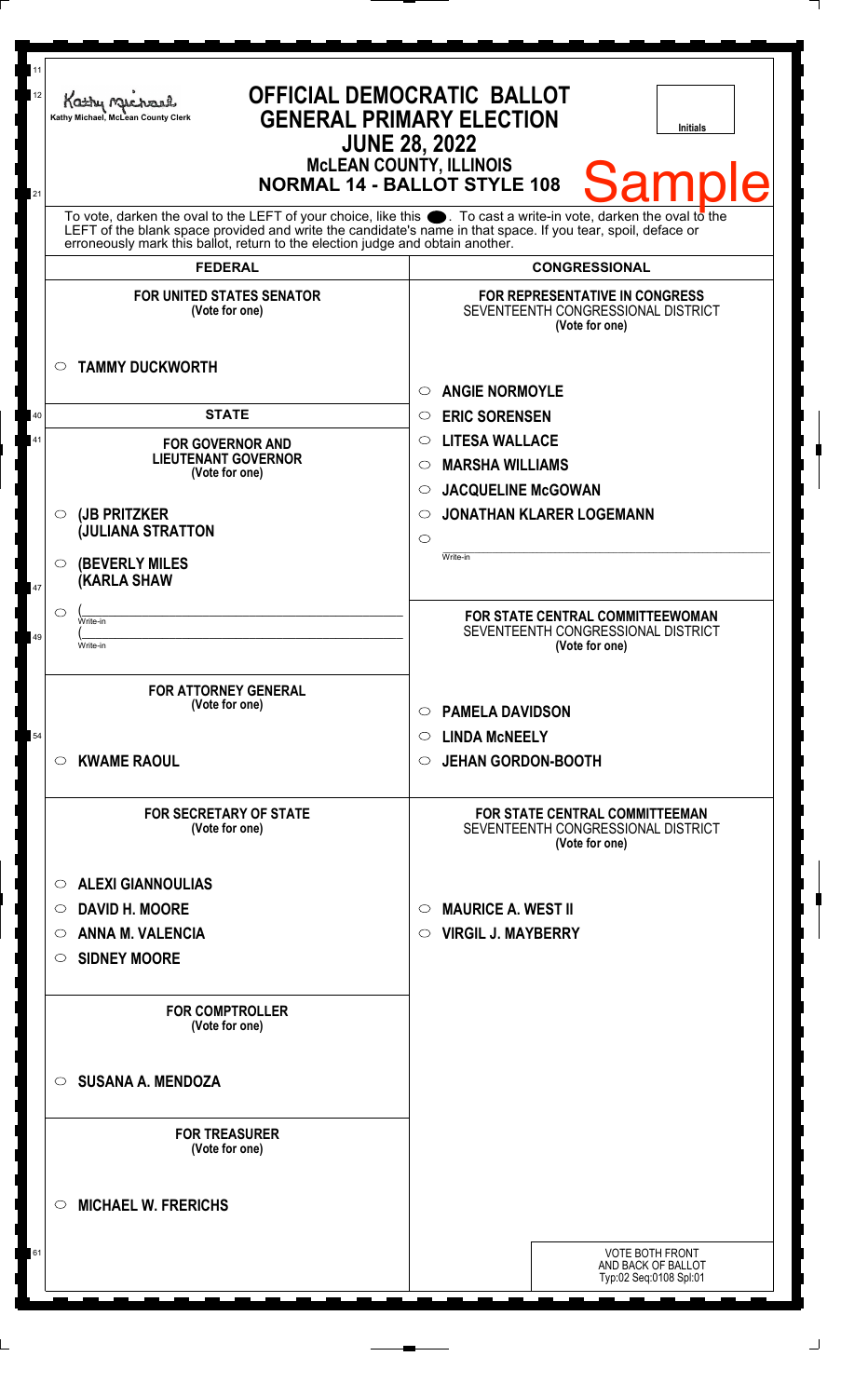Kathy Michael, McLean County Clerk

# OFFICIAL DEMOCRATIC BALLOT
## GENERAL PRIMARY ELECTION
### JUNE 28, 2022
### McLEAN COUNTY, ILLINOIS
### NORMAL 14 - BALLOT STYLE 108

Initials

Sample

To vote, darken the oval to the LEFT of your choice, like this ●. To cast a write-in vote, darken the oval to the LEFT of the blank space provided and write the candidate's name in that space. If you tear, spoil, deface or erroneously mark this ballot, return to the election judge and obtain another.

## FEDERAL

**FOR UNITED STATES SENATOR**
(Vote for one)

- ○ **TAMMY DUCKWORTH**

## STATE

**FOR GOVERNOR AND LIEUTENANT GOVERNOR**
(Vote for one)

- ○ **(JB PRITZKER**
  **(JULIANA STRATTON**
- ○ **(BEVERLY MILES**
  **(KARLA SHAW**
- ○ ( ______________ Write-in
  ( ______________ Write-in

**FOR ATTORNEY GENERAL**
(Vote for one)

- ○ **KWAME RAOUL**

**FOR SECRETARY OF STATE**
(Vote for one)

- ○ **ALEXI GIANNOULIAS**
- ○ **DAVID H. MOORE**
- ○ **ANNA M. VALENCIA**
- ○ **SIDNEY MOORE**

**FOR COMPTROLLER**
(Vote for one)

- ○ **SUSANA A. MENDOZA**

**FOR TREASURER**
(Vote for one)

- ○ **MICHAEL W. FRERICHS**

## CONGRESSIONAL

**FOR REPRESENTATIVE IN CONGRESS**
SEVENTEENTH CONGRESSIONAL DISTRICT
(Vote for one)

- ○ **ANGIE NORMOYLE**
- ○ **ERIC SORENSEN**
- ○ **LITESA WALLACE**
- ○ **MARSHA WILLIAMS**
- ○ **JACQUELINE McGOWAN**
- ○ **JONATHAN KLARER LOGEMANN**
- ○ ______________ Write-in

**FOR STATE CENTRAL COMMITTEEWOMAN**
SEVENTEENTH CONGRESSIONAL DISTRICT
(Vote for one)

- ○ **PAMELA DAVIDSON**
- ○ **LINDA McNEELY**
- ○ **JEHAN GORDON-BOOTH**

**FOR STATE CENTRAL COMMITTEEMAN**
SEVENTEENTH CONGRESSIONAL DISTRICT
(Vote for one)

- ○ **MAURICE A. WEST II**
- ○ **VIRGIL J. MAYBERRY**

VOTE BOTH FRONT AND BACK OF BALLOT
Typ:02 Seq:0108 Spl:01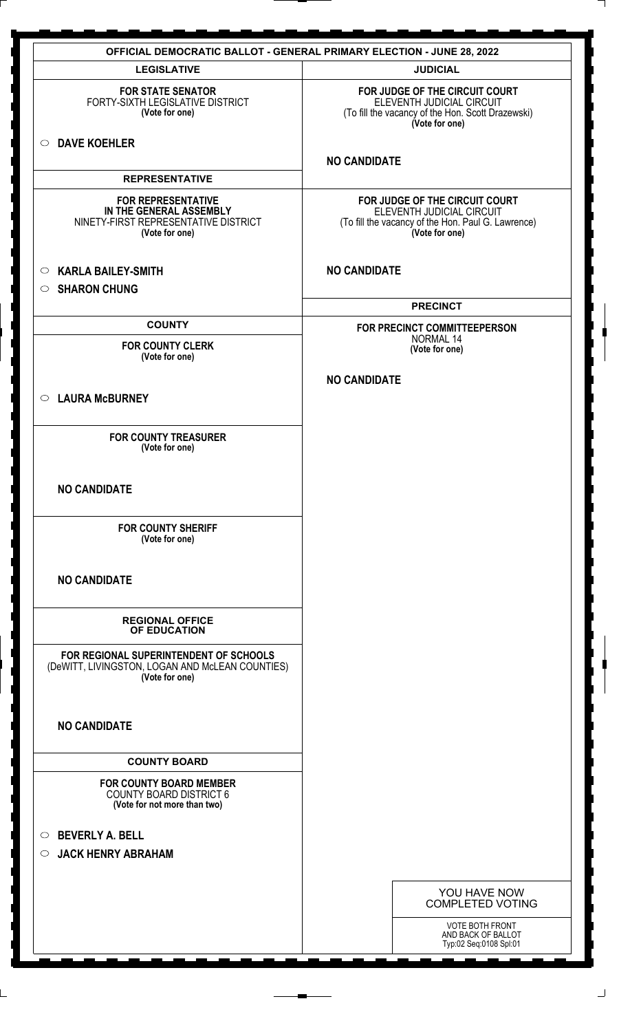# OFFICIAL DEMOCRATIC BALLOT - GENERAL PRIMARY ELECTION - JUNE 28, 2022

## LEGISLATIVE

**FOR STATE SENATOR**
FORTY-SIXTH LEGISLATIVE DISTRICT
**(Vote for one)**

○ **DAVE KOEHLER**

## REPRESENTATIVE

**FOR REPRESENTATIVE IN THE GENERAL ASSEMBLY**
NINETY-FIRST REPRESENTATIVE DISTRICT
**(Vote for one)**

○ **KARLA BAILEY-SMITH**
○ **SHARON CHUNG**

## COUNTY

**FOR COUNTY CLERK**
**(Vote for one)**

○ **LAURA McBURNEY**

**FOR COUNTY TREASURER**
**(Vote for one)**

**NO CANDIDATE**

**FOR COUNTY SHERIFF**
**(Vote for one)**

**NO CANDIDATE**

## REGIONAL OFFICE OF EDUCATION

**FOR REGIONAL SUPERINTENDENT OF SCHOOLS**
(DeWITT, LIVINGSTON, LOGAN AND McLEAN COUNTIES)
**(Vote for one)**

**NO CANDIDATE**

## COUNTY BOARD

**FOR COUNTY BOARD MEMBER**
COUNTY BOARD DISTRICT 6
**(Vote for not more than two)**

○ **BEVERLY A. BELL**
○ **JACK HENRY ABRAHAM**

## JUDICIAL

**FOR JUDGE OF THE CIRCUIT COURT**
ELEVENTH JUDICIAL CIRCUIT
(To fill the vacancy of the Hon. Scott Drazewski)
**(Vote for one)**

**NO CANDIDATE**

**FOR JUDGE OF THE CIRCUIT COURT**
ELEVENTH JUDICIAL CIRCUIT
(To fill the vacancy of the Hon. Paul G. Lawrence)
**(Vote for one)**

**NO CANDIDATE**

## PRECINCT

**FOR PRECINCT COMMITTEEPERSON**
NORMAL 14
**(Vote for one)**

**NO CANDIDATE**

YOU HAVE NOW COMPLETED VOTING

VOTE BOTH FRONT AND BACK OF BALLOT
Typ:02 Seq:0108 Spl:01